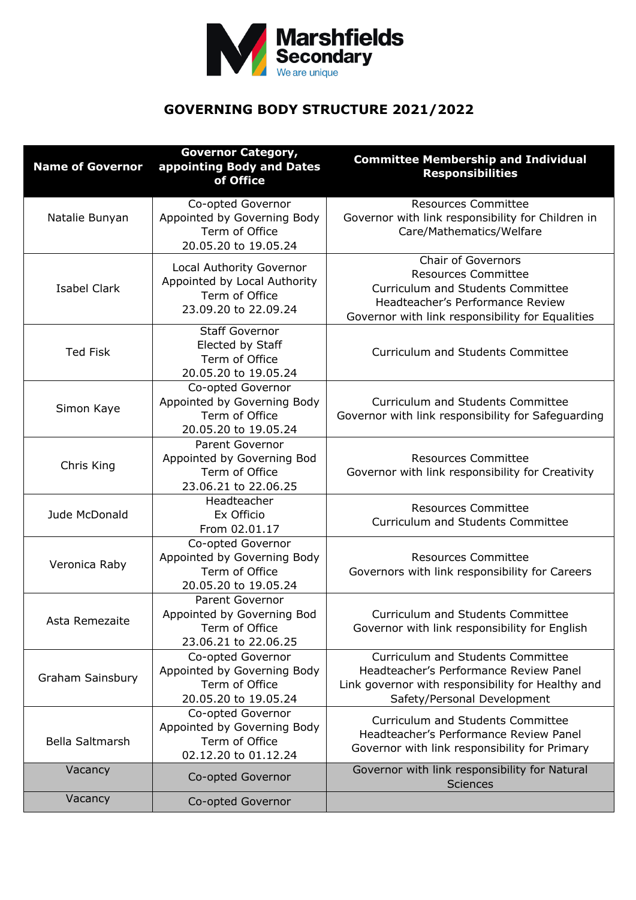Marshfields Secondary

We are unique

# GOVERNING BODY STRUCTURE 2021/2022

| Name of Governor | Governor Category, appointing Body and Dates of Office | Committee Membership and Individual Responsibilities |
|---|---|---|
| Natalie Bunyan | Co-opted Governor<br>Appointed by Governing Body<br>Term of Office<br>20.05.20 to 19.05.24 | Resources Committee<br>Governor with link responsibility for Children in Care/Mathematics/Welfare |
| Isabel Clark | Local Authority Governor<br>Appointed by Local Authority<br>Term of Office<br>23.09.20 to 22.09.24 | Chair of Governors<br>Resources Committee<br>Curriculum and Students Committee<br>Headteacher's Performance Review<br>Governor with link responsibility for Equalities |
| Ted Fisk | Staff Governor<br>Elected by Staff<br>Term of Office<br>20.05.20 to 19.05.24 | Curriculum and Students Committee |
| Simon Kaye | Co-opted Governor<br>Appointed by Governing Body<br>Term of Office<br>20.05.20 to 19.05.24 | Curriculum and Students Committee<br>Governor with link responsibility for Safeguarding |
| Chris King | Parent Governor<br>Appointed by Governing Bod<br>Term of Office<br>23.06.21 to 22.06.25 | Resources Committee<br>Governor with link responsibility for Creativity |
| Jude McDonald | Headteacher<br>Ex Officio<br>From 02.01.17 | Resources Committee<br>Curriculum and Students Committee |
| Veronica Raby | Co-opted Governor<br>Appointed by Governing Body<br>Term of Office<br>20.05.20 to 19.05.24 | Resources Committee<br>Governors with link responsibility for Careers |
| Asta Remezaite | Parent Governor<br>Appointed by Governing Bod<br>Term of Office<br>23.06.21 to 22.06.25 | Curriculum and Students Committee<br>Governor with link responsibility for English |
| Graham Sainsbury | Co-opted Governor<br>Appointed by Governing Body<br>Term of Office<br>20.05.20 to 19.05.24 | Curriculum and Students Committee<br>Headteacher's Performance Review Panel<br>Link governor with responsibility for Healthy and Safety/Personal Development |
| Bella Saltmarsh | Co-opted Governor<br>Appointed by Governing Body<br>Term of Office<br>02.12.20 to 01.12.24 | Curriculum and Students Committee<br>Headteacher's Performance Review Panel<br>Governor with link responsibility for Primary |
| Vacancy | Co-opted Governor | Governor with link responsibility for Natural Sciences |
| Vacancy | Co-opted Governor | |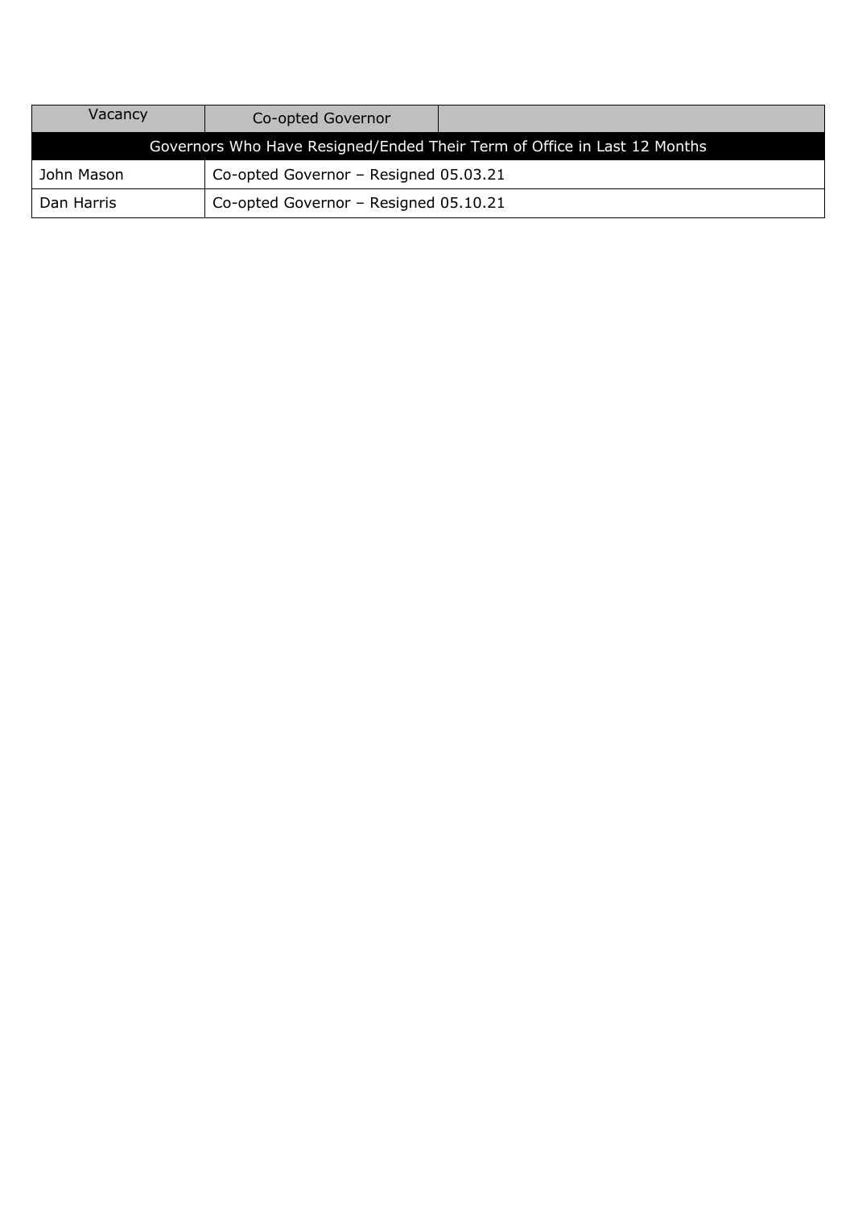| | | |
|---|---|---|
| Vacancy | Co-opted Governor | |
| Governors Who Have Resigned/Ended Their Term of Office in Last 12 Months | | |
| John Mason | Co-opted Governor – Resigned 05.03.21 | |
| Dan Harris | Co-opted Governor – Resigned 05.10.21 | |